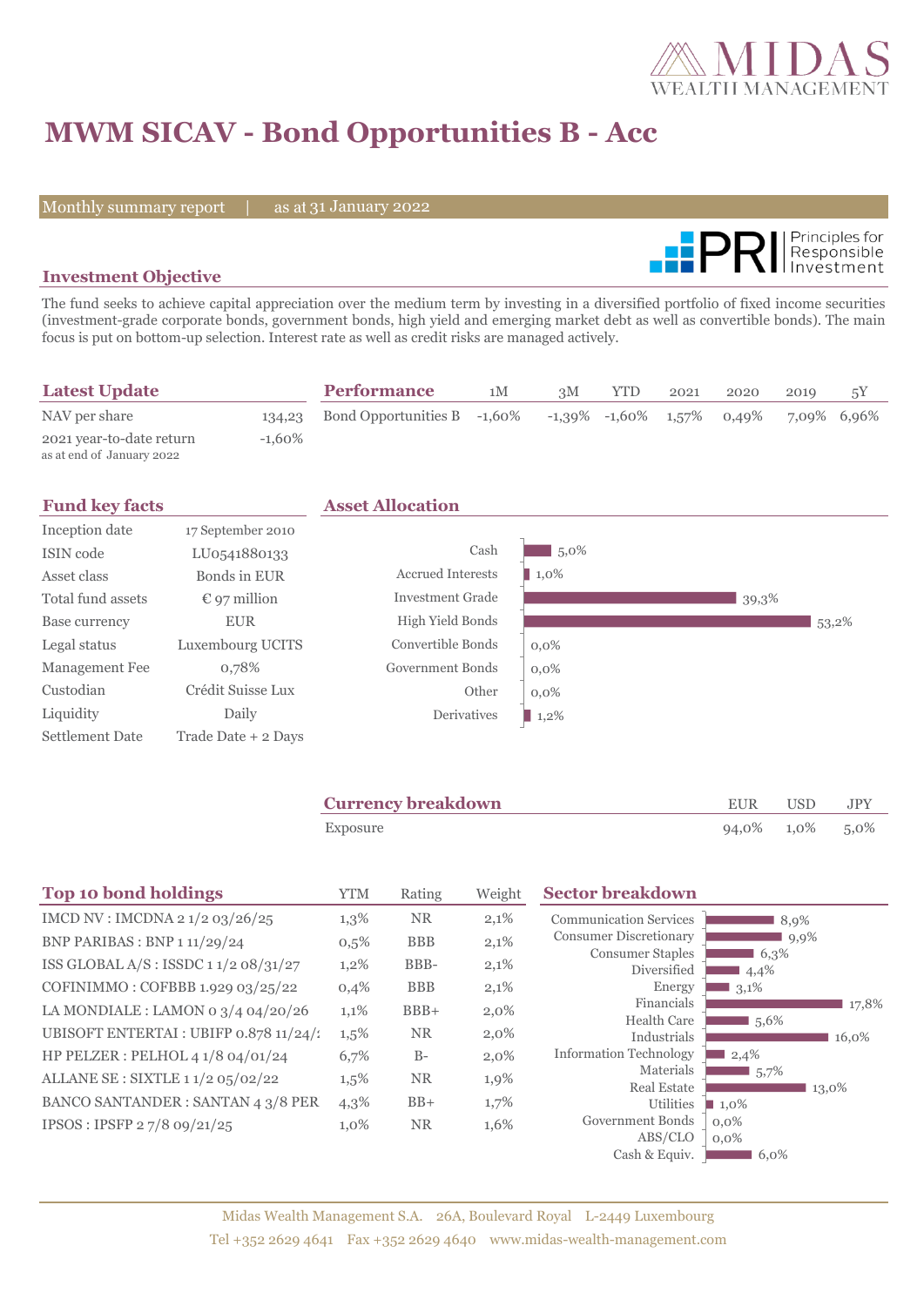# MWM SICAV - Bond Opportunities B - Acc

Monthly summary report | as at 31 January 2022

## Investment Objective

The fund seeks to achieve capital appreciation over the medium term by investing in a diversified portfolio of fixed income securities (investment-grade corporate bonds, government bonds, high yield and emerging market debt as well as convertible bonds). The main focus is put on bottom-up selection. Interest rate as well as credit risks are managed actively.

## Latest Update

| | |
|---|---|
| NAV per share | 134,23 |
| 2021 year-to-date return<br>as at end of January 2022 | -1,60% |

## Performance

| Performance | 1M | 3M | YTD | 2021 | 2020 | 2019 | 5Y |
|---|---|---|---|---|---|---|---|
| Bond Opportunities B | -1,60% | -1,39% | -1,60% | 1,57% | 0,49% | 7,09% | 6,96% |

## Fund key facts

| | |
|---|---|
| Inception date | 17 September 2010 |
| ISIN code | LU0541880133 |
| Asset class | Bonds in EUR |
| Total fund assets | € 97 million |
| Base currency | EUR |
| Legal status | Luxembourg UCITS |
| Management Fee | 0,78% |
| Custodian | Crédit Suisse Lux |
| Liquidity | Daily |
| Settlement Date | Trade Date + 2 Days |

## Asset Allocation

| | |
|---|---|
| Cash | 5,0% |
| Accrued Interests | 1,0% |
| Investment Grade | 39,3% |
| High Yield Bonds | 53,2% |
| Convertible Bonds | 0,0% |
| Government Bonds | 0,0% |
| Other | 0,0% |
| Derivatives | 1,2% |

## Currency breakdown

| Currency breakdown | EUR | USD | JPY |
|---|---|---|---|
| Exposure | 94,0% | 1,0% | 5,0% |

## Top 10 bond holdings

| Top 10 bond holdings | YTM | Rating | Weight |
|---|---|---|---|
| IMCD NV : IMCDNA 2 1/2 03/26/25 | 1,3% | NR | 2,1% |
| BNP PARIBAS : BNP 1 11/29/24 | 0,5% | BBB | 2,1% |
| ISS GLOBAL A/S : ISSDC 1 1/2 08/31/27 | 1,2% | BBB- | 2,1% |
| COFINIMMO : COFBBB 1.929 03/25/22 | 0,4% | BBB | 2,1% |
| LA MONDIALE : LAMON 0 3/4 04/20/26 | 1,1% | BBB+ | 2,0% |
| UBISOFT ENTERTAI : UBIFP 0.878 11/24/2 | 1,5% | NR | 2,0% |
| HP PELZER : PELHOL 4 1/8 04/01/24 | 6,7% | B- | 2,0% |
| ALLANE SE : SIXTLE 1 1/2 05/02/22 | 1,5% | NR | 1,9% |
| BANCO SANTANDER : SANTAN 4 3/8 PER | 4,3% | BB+ | 1,7% |
| IPSOS : IPSFP 2 7/8 09/21/25 | 1,0% | NR | 1,6% |

## Sector breakdown

| | |
|---|---|
| Communication Services | 8,9% |
| Consumer Discretionary | 9,9% |
| Consumer Staples | 6,3% |
| Diversified | 4,4% |
| Energy | 3,1% |
| Financials | 17,8% |
| Health Care | 5,6% |
| Industrials | 16,0% |
| Information Technology | 2,4% |
| Materials | 5,7% |
| Real Estate | 13,0% |
| Utilities | 1,0% |
| Government Bonds | 0,0% |
| ABS/CLO | 0,0% |
| Cash & Equiv. | 6,0% |

Midas Wealth Management S.A. 26A, Boulevard Royal L-2449 Luxembourg
Tel +352 2629 4641 Fax +352 2629 4640 www.midas-wealth-management.com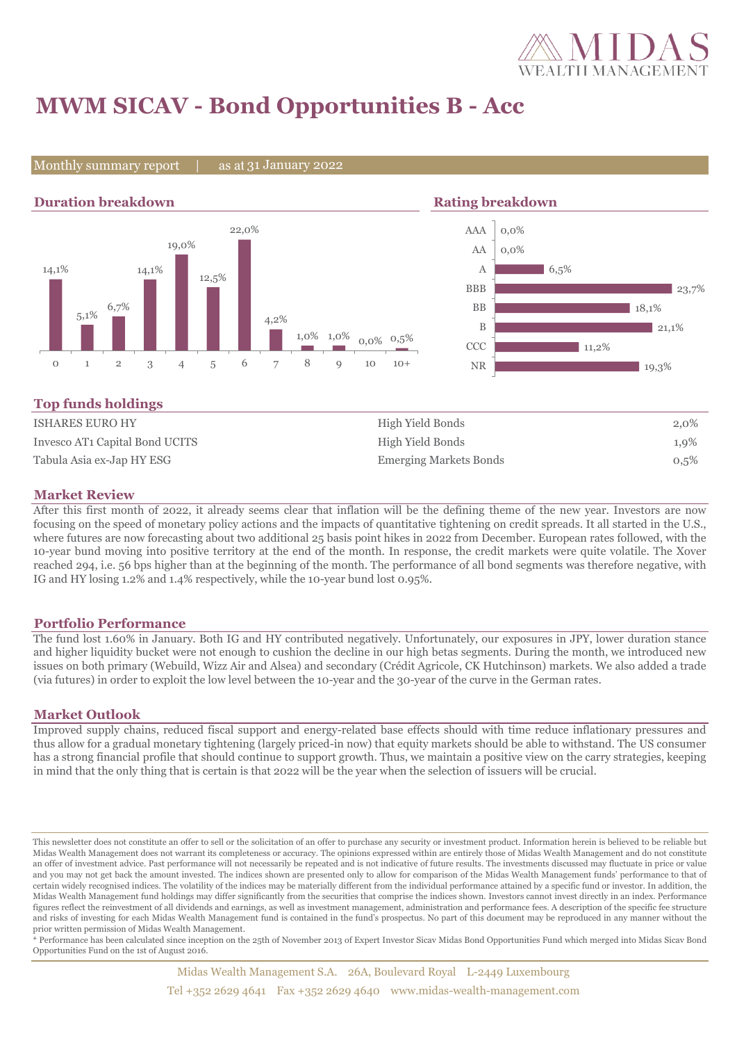# MWM SICAV - Bond Opportunities B - Acc

Monthly summary report | as at 31 January 2022

## Duration breakdown

14,1%
5,1%
6,7%
14,1%
19,0%
12,5%
22,0%
4,2%
1,0%
1,0%
0,0%
0,5%

0 1 2 3 4 5 6 7 8 9 10 10+

## Rating breakdown

AAA 0,0%
AA 0,0%
A 6,5%
BBB 23,7%
BB 18,1%
B 21,1%
CCC 11,2%
NR 19,3%

## Top funds holdings

| | | |
|---|---|---|
| ISHARES EURO HY | High Yield Bonds | 2,0% |
| Invesco AT1 Capital Bond UCITS | High Yield Bonds | 1,9% |
| Tabula Asia ex-Jap HY ESG | Emerging Markets Bonds | 0,5% |

## Market Review

After this first month of 2022, it already seems clear that inflation will be the defining theme of the new year. Investors are now focusing on the speed of monetary policy actions and the impacts of quantitative tightening on credit spreads. It all started in the U.S., where futures are now forecasting about two additional 25 basis point hikes in 2022 from December. European rates followed, with the 10-year bund moving into positive territory at the end of the month. In response, the credit markets were quite volatile. The Xover reached 294, i.e. 56 bps higher than at the beginning of the month. The performance of all bond segments was therefore negative, with IG and HY losing 1.2% and 1.4% respectively, while the 10-year bund lost 0.95%.

## Portfolio Performance

The fund lost 1.60% in January. Both IG and HY contributed negatively. Unfortunately, our exposures in JPY, lower duration stance and higher liquidity bucket were not enough to cushion the decline in our high betas segments. During the month, we introduced new issues on both primary (Webuild, Wizz Air and Alsea) and secondary (Crédit Agricole, CK Hutchinson) markets. We also added a trade (via futures) in order to exploit the low level between the 10-year and the 30-year of the curve in the German rates.

## Market Outlook

Improved supply chains, reduced fiscal support and energy-related base effects should with time reduce inflationary pressures and thus allow for a gradual monetary tightening (largely priced-in now) that equity markets should be able to withstand. The US consumer has a strong financial profile that should continue to support growth. Thus, we maintain a positive view on the carry strategies, keeping in mind that the only thing that is certain is that 2022 will be the year when the selection of issuers will be crucial.

This newsletter does not constitute an offer to sell or the solicitation of an offer to purchase any security or investment product. Information herein is believed to be reliable but Midas Wealth Management does not warrant its completeness or accuracy. The opinions expressed within are entirely those of Midas Wealth Management and do not constitute an offer of investment advice. Past performance will not necessarily be repeated and is not indicative of future results. The investments discussed may fluctuate in price or value and you may not get back the amount invested. The indices shown are presented only to allow for comparison of the Midas Wealth Management funds' performance to that of certain widely recognised indices. The volatility of the indices may be materially different from the individual performance attained by a specific fund or investor. In addition, the Midas Wealth Management fund holdings may differ significantly from the securities that comprise the indices shown. Investors cannot invest directly in an index. Performance figures reflect the reinvestment of all dividends and earnings, as well as investment management, administration and performance fees. A description of the specific fee structure and risks of investing for each Midas Wealth Management fund is contained in the fund's prospectus. No part of this document may be reproduced in any manner without the prior written permission of Midas Wealth Management.

* Performance has been calculated since inception on the 25th of November 2013 of Expert Investor Sicav Midas Bond Opportunities Fund which merged into Midas Sicav Bond Opportunities Fund on the 1st of August 2016.

Midas Wealth Management S.A. 26A, Boulevard Royal L-2449 Luxembourg

Tel +352 2629 4641 Fax +352 2629 4640 www.midas-wealth-management.com